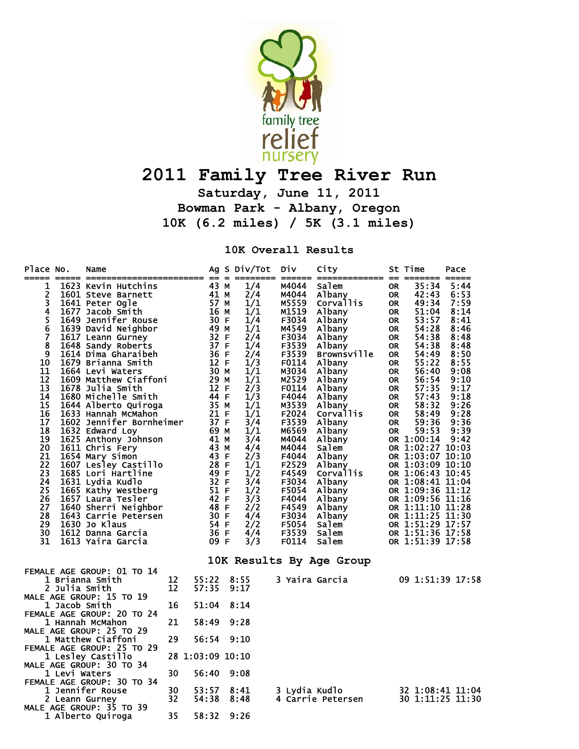family tree relief nursery

# 2011 Family Tree River Run

### Saturday, June 11, 2011
### Bowman Park - Albany, Oregon
### 10K (6.2 miles) / 5K (3.1 miles)

## 10K Overall Results

| Place | No. | Name | Ag | S | Div/Tot | Div | City | St | Time | Pace |
|---|---|---|---|---|---|---|---|---|---|---|
| 1 | 1623 | Kevin Hutchins | 43 | M | 1/4 | M4044 | Salem | OR | 35:34 | 5:44 |
| 2 | 1601 | Steve Barnett | 41 | M | 2/4 | M4044 | Albany | OR | 42:43 | 6:53 |
| 3 | 1641 | Peter Ogle | 57 | M | 1/1 | M5559 | Corvallis | OR | 49:34 | 7:59 |
| 4 | 1677 | Jacob Smith | 16 | M | 1/1 | M1519 | Albany | OR | 51:04 | 8:14 |
| 5 | 1649 | Jennifer Rouse | 30 | F | 1/4 | F3034 | Albany | OR | 53:57 | 8:41 |
| 6 | 1639 | David Neighbor | 49 | M | 1/1 | M4549 | Albany | OR | 54:28 | 8:46 |
| 7 | 1617 | Leann Gurney | 32 | F | 2/4 | F3034 | Albany | OR | 54:38 | 8:48 |
| 8 | 1648 | Sandy Roberts | 37 | F | 1/4 | F3539 | Albany | OR | 54:38 | 8:48 |
| 9 | 1614 | Dima Gharaibeh | 36 | F | 2/4 | F3539 | Brownsville | OR | 54:49 | 8:50 |
| 10 | 1679 | Brianna Smith | 12 | F | 1/3 | F0114 | Albany | OR | 55:22 | 8:55 |
| 11 | 1664 | Levi Waters | 30 | M | 1/1 | M3034 | Albany | OR | 56:40 | 9:08 |
| 12 | 1609 | Matthew Ciaffoni | 29 | M | 1/1 | M2529 | Albany | OR | 56:54 | 9:10 |
| 13 | 1678 | Julia Smith | 12 | F | 2/3 | F0114 | Albany | OR | 57:35 | 9:17 |
| 14 | 1680 | Michelle Smith | 44 | F | 1/3 | F4044 | Albany | OR | 57:43 | 9:18 |
| 15 | 1644 | Alberto Quiroga | 35 | M | 1/1 | M3539 | Albany | OR | 58:32 | 9:26 |
| 16 | 1633 | Hannah McMahon | 21 | F | 1/1 | F2024 | Corvallis | OR | 58:49 | 9:28 |
| 17 | 1602 | Jennifer Bornheimer | 37 | F | 3/4 | F3539 | Albany | OR | 59:36 | 9:36 |
| 18 | 1632 | Edward Loy | 69 | M | 1/1 | M6569 | Albany | OR | 59:53 | 9:39 |
| 19 | 1625 | Anthony Johnson | 41 | M | 3/4 | M4044 | Albany | OR | 1:00:14 | 9:42 |
| 20 | 1611 | Chris Fery | 43 | M | 4/4 | M4044 | Salem | OR | 1:02:27 | 10:03 |
| 21 | 1654 | Mary Simon | 43 | F | 2/3 | F4044 | Albany | OR | 1:03:07 | 10:10 |
| 22 | 1607 | Lesley Castillo | 28 | F | 1/1 | F2529 | Albany | OR | 1:03:09 | 10:10 |
| 23 | 1685 | Lori Hartline | 49 | F | 1/2 | F4549 | Corvallis | OR | 1:06:43 | 10:45 |
| 24 | 1631 | Lydia Kudlo | 32 | F | 3/4 | F3034 | Albany | OR | 1:08:41 | 11:04 |
| 25 | 1665 | Kathy Westberg | 51 | F | 1/2 | F5054 | Albany | OR | 1:09:36 | 11:12 |
| 26 | 1657 | Laura Tesler | 42 | F | 3/3 | F4044 | Albany | OR | 1:09:56 | 11:16 |
| 27 | 1640 | Sherri Neighbor | 48 | F | 2/2 | F4549 | Albany | OR | 1:11:10 | 11:28 |
| 28 | 1643 | Carrie Petersen | 30 | F | 4/4 | F3034 | Albany | OR | 1:11:25 | 11:30 |
| 29 | 1630 | Jo Klaus | 54 | F | 2/2 | F5054 | Salem | OR | 1:51:29 | 17:57 |
| 30 | 1612 | Danna Garcia | 36 | F | 4/4 | F3539 | Salem | OR | 1:51:36 | 17:58 |
| 31 | 1613 | Yaira Garcia | 09 | F | 3/3 | F0114 | Salem | OR | 1:51:39 | 17:58 |

## 10K Results By Age Group

**FEMALE AGE GROUP: 01 TO 14**

| Place | Name | Age | Time | Pace |
|---|---|---|---|---|
| 1 | Brianna Smith | 12 | 55:22 | 8:55 |
| 2 | Julia Smith | 12 | 57:35 | 9:17 |
| 3 | Yaira Garcia | 09 | 1:51:39 | 17:58 |

**MALE AGE GROUP: 15 TO 19**

| Place | Name | Age | Time | Pace |
|---|---|---|---|---|
| 1 | Jacob Smith | 16 | 51:04 | 8:14 |

**FEMALE AGE GROUP: 20 TO 24**

| Place | Name | Age | Time | Pace |
|---|---|---|---|---|
| 1 | Hannah McMahon | 21 | 58:49 | 9:28 |

**MALE AGE GROUP: 25 TO 29**

| Place | Name | Age | Time | Pace |
|---|---|---|---|---|
| 1 | Matthew Ciaffoni | 29 | 56:54 | 9:10 |

**FEMALE AGE GROUP: 25 TO 29**

| Place | Name | Age | Time | Pace |
|---|---|---|---|---|
| 1 | Lesley Castillo | 28 | 1:03:09 | 10:10 |

**MALE AGE GROUP: 30 TO 34**

| Place | Name | Age | Time | Pace |
|---|---|---|---|---|
| 1 | Levi Waters | 30 | 56:40 | 9:08 |

**FEMALE AGE GROUP: 30 TO 34**

| Place | Name | Age | Time | Pace |
|---|---|---|---|---|
| 1 | Jennifer Rouse | 30 | 53:57 | 8:41 |
| 2 | Leann Gurney | 32 | 54:38 | 8:48 |
| 3 | Lydia Kudlo | 32 | 1:08:41 | 11:04 |
| 4 | Carrie Petersen | 30 | 1:11:25 | 11:30 |

**MALE AGE GROUP: 35 TO 39**

| Place | Name | Age | Time | Pace |
|---|---|---|---|---|
| 1 | Alberto Quiroga | 35 | 58:32 | 9:26 |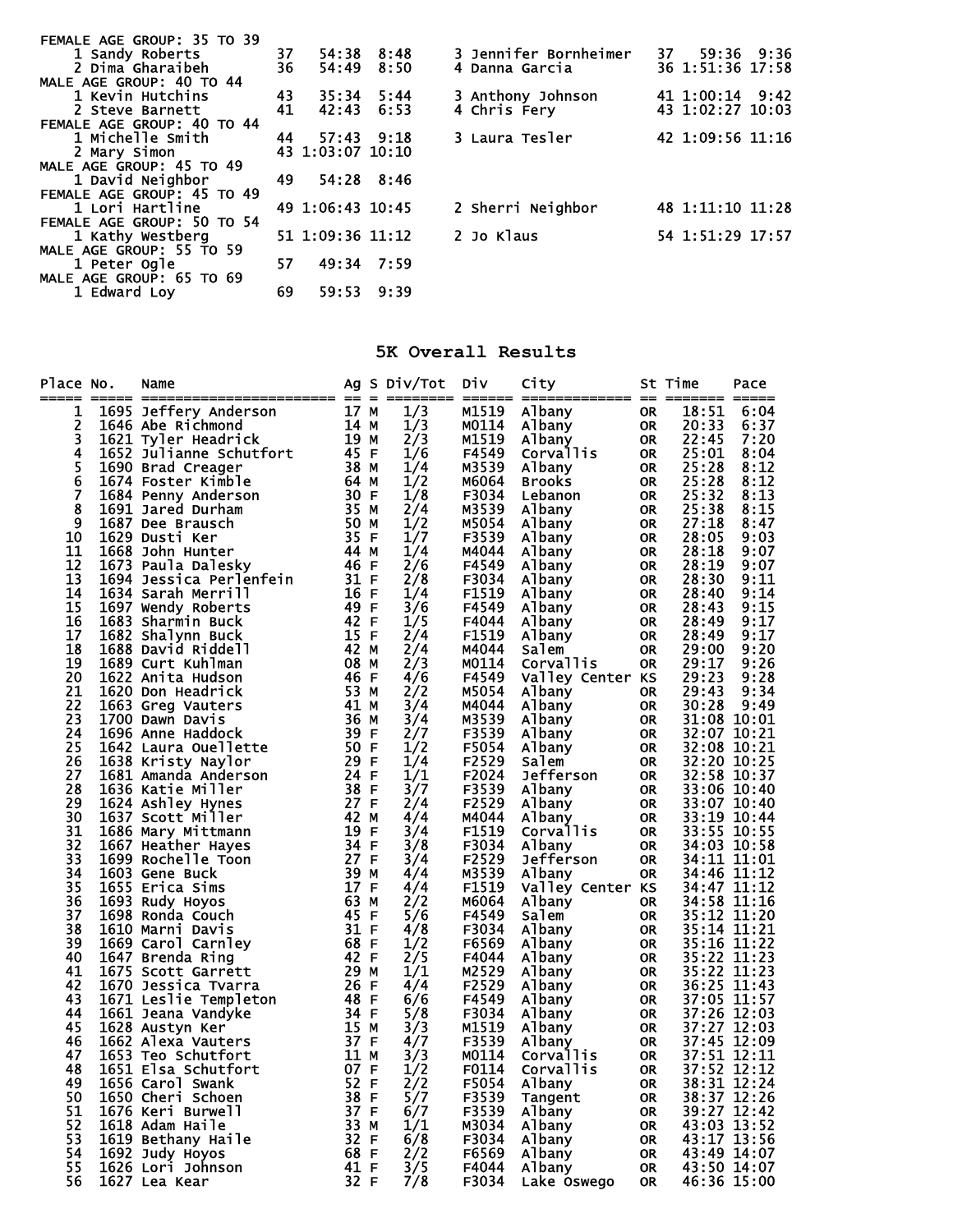FEMALE AGE GROUP: 35 TO 39

| Place | Name | Age | Time | Pace |
|---|---|---|---|---|
| 1 | Sandy Roberts | 37 | 54:38 | 8:48 |
| 2 | Dima Gharaibeh | 36 | 54:49 | 8:50 |
| 3 | Jennifer Bornheimer | 37 | 59:36 | 9:36 |
| 4 | Danna Garcia | 36 | 1:51:36 | 17:58 |

MALE AGE GROUP: 40 TO 44

| Place | Name | Age | Time | Pace |
|---|---|---|---|---|
| 1 | Kevin Hutchins | 43 | 35:34 | 5:44 |
| 2 | Steve Barnett | 41 | 42:43 | 6:53 |
| 3 | Anthony Johnson | 41 | 1:00:14 | 9:42 |
| 4 | Chris Fery | 43 | 1:02:27 | 10:03 |

FEMALE AGE GROUP: 40 TO 44

| Place | Name | Age | Time | Pace |
|---|---|---|---|---|
| 1 | Michelle Smith | 44 | 57:43 | 9:18 |
| 2 | Mary Simon | 43 | 1:03:07 | 10:10 |
| 3 | Laura Tesler | 42 | 1:09:56 | 11:16 |

MALE AGE GROUP: 45 TO 49

| Place | Name | Age | Time | Pace |
|---|---|---|---|---|
| 1 | David Neighbor | 49 | 54:28 | 8:46 |

FEMALE AGE GROUP: 45 TO 49

| Place | Name | Age | Time | Pace |
|---|---|---|---|---|
| 1 | Lori Hartline | 49 | 1:06:43 | 10:45 |
| 2 | Sherri Neighbor | 48 | 1:11:10 | 11:28 |

FEMALE AGE GROUP: 50 TO 54

| Place | Name | Age | Time | Pace |
|---|---|---|---|---|
| 1 | Kathy Westberg | 51 | 1:09:36 | 11:12 |
| 2 | Jo Klaus | 54 | 1:51:29 | 17:57 |

MALE AGE GROUP: 55 TO 59

| Place | Name | Age | Time | Pace |
|---|---|---|---|---|
| 1 | Peter Ogle | 57 | 49:34 | 7:59 |

MALE AGE GROUP: 65 TO 69

| Place | Name | Age | Time | Pace |
|---|---|---|---|---|
| 1 | Edward Loy | 69 | 59:53 | 9:39 |

## 5K Overall Results

| Place | No. | Name | Ag | S | Div/Tot | Div | City | St | Time | Pace |
|---|---|---|---|---|---|---|---|---|---|---|
| 1 | 1695 | Jeffery Anderson | 17 | M | 1/3 | M1519 | Albany | OR | 18:51 | 6:04 |
| 2 | 1646 | Abe Richmond | 14 | M | 1/3 | M0114 | Albany | OR | 20:33 | 6:37 |
| 3 | 1621 | Tyler Headrick | 19 | M | 2/3 | M1519 | Albany | OR | 22:45 | 7:20 |
| 4 | 1652 | Julianne Schutfort | 45 | F | 1/6 | F4549 | Corvallis | OR | 25:01 | 8:04 |
| 5 | 1690 | Brad Creager | 38 | M | 1/4 | M3539 | Albany | OR | 25:28 | 8:12 |
| 6 | 1674 | Foster Kimble | 64 | M | 1/2 | M6064 | Brooks | OR | 25:28 | 8:12 |
| 7 | 1684 | Penny Anderson | 30 | F | 1/8 | F3034 | Lebanon | OR | 25:32 | 8:13 |
| 8 | 1691 | Jared Durham | 35 | M | 2/4 | M3539 | Albany | OR | 25:38 | 8:15 |
| 9 | 1687 | Dee Brausch | 50 | M | 1/2 | M5054 | Albany | OR | 27:18 | 8:47 |
| 10 | 1629 | Dusti Ker | 35 | F | 1/7 | F3539 | Albany | OR | 28:05 | 9:03 |
| 11 | 1668 | John Hunter | 44 | M | 1/4 | M4044 | Albany | OR | 28:18 | 9:07 |
| 12 | 1673 | Paula Dalesky | 46 | F | 2/6 | F4549 | Albany | OR | 28:19 | 9:07 |
| 13 | 1694 | Jessica Perlenfein | 31 | F | 2/8 | F3034 | Albany | OR | 28:30 | 9:11 |
| 14 | 1634 | Sarah Merrill | 16 | F | 1/4 | F1519 | Albany | OR | 28:40 | 9:14 |
| 15 | 1697 | Wendy Roberts | 49 | F | 3/6 | F4549 | Albany | OR | 28:43 | 9:15 |
| 16 | 1683 | Sharmin Buck | 42 | F | 1/5 | F4044 | Albany | OR | 28:49 | 9:17 |
| 17 | 1682 | Shalynn Buck | 15 | F | 2/4 | F1519 | Albany | OR | 28:49 | 9:17 |
| 18 | 1688 | David Riddell | 42 | M | 2/4 | M4044 | Salem | OR | 29:00 | 9:20 |
| 19 | 1689 | Curt Kuhlman | 08 | M | 2/3 | M0114 | Corvallis | OR | 29:17 | 9:26 |
| 20 | 1622 | Anita Hudson | 46 | F | 4/6 | F4549 | Valley Center | KS | 29:23 | 9:28 |
| 21 | 1620 | Don Headrick | 53 | M | 2/2 | M5054 | Albany | OR | 29:43 | 9:34 |
| 22 | 1663 | Greg Vauters | 41 | M | 3/4 | M4044 | Albany | OR | 30:28 | 9:49 |
| 23 | 1700 | Dawn Davis | 36 | M | 3/4 | M3539 | Albany | OR | 31:08 | 10:01 |
| 24 | 1696 | Anne Haddock | 39 | F | 2/7 | F3539 | Albany | OR | 32:07 | 10:21 |
| 25 | 1642 | Laura Ouellette | 50 | F | 1/2 | F5054 | Albany | OR | 32:08 | 10:21 |
| 26 | 1638 | Kristy Naylor | 29 | F | 1/4 | F2529 | Salem | OR | 32:20 | 10:25 |
| 27 | 1681 | Amanda Anderson | 24 | F | 1/1 | F2024 | Jefferson | OR | 32:58 | 10:37 |
| 28 | 1636 | Katie Miller | 38 | F | 3/7 | F3539 | Albany | OR | 33:06 | 10:40 |
| 29 | 1624 | Ashley Hynes | 27 | F | 2/4 | F2529 | Albany | OR | 33:07 | 10:40 |
| 30 | 1637 | Scott Miller | 42 | M | 4/4 | M4044 | Albany | OR | 33:19 | 10:44 |
| 31 | 1686 | Mary Mittmann | 19 | F | 3/4 | F1519 | Corvallis | OR | 33:55 | 10:55 |
| 32 | 1667 | Heather Hayes | 34 | F | 3/8 | F3034 | Albany | OR | 34:03 | 10:58 |
| 33 | 1699 | Rochelle Toon | 27 | F | 3/4 | F2529 | Jefferson | OR | 34:11 | 11:01 |
| 34 | 1603 | Gene Buck | 39 | M | 4/4 | M3539 | Albany | OR | 34:46 | 11:12 |
| 35 | 1655 | Erica Sims | 17 | F | 4/4 | F1519 | Valley Center | KS | 34:47 | 11:12 |
| 36 | 1693 | Rudy Hoyos | 63 | M | 2/2 | M6064 | Albany | OR | 34:58 | 11:16 |
| 37 | 1698 | Ronda Couch | 45 | F | 5/6 | F4549 | Salem | OR | 35:12 | 11:20 |
| 38 | 1610 | Marni Davis | 31 | F | 4/8 | F3034 | Albany | OR | 35:14 | 11:21 |
| 39 | 1669 | Carol Carnley | 68 | F | 1/2 | F6569 | Albany | OR | 35:16 | 11:22 |
| 40 | 1647 | Brenda Ring | 42 | F | 2/5 | F4044 | Albany | OR | 35:22 | 11:23 |
| 41 | 1675 | Scott Garrett | 29 | M | 1/1 | M2529 | Albany | OR | 35:22 | 11:23 |
| 42 | 1670 | Jessica Tvarra | 26 | F | 4/4 | F2529 | Albany | OR | 36:25 | 11:43 |
| 43 | 1671 | Leslie Templeton | 48 | F | 6/6 | F4549 | Albany | OR | 37:05 | 11:57 |
| 44 | 1661 | Jeana Vandyke | 34 | F | 5/8 | F3034 | Albany | OR | 37:26 | 12:03 |
| 45 | 1628 | Austyn Ker | 15 | M | 3/3 | M1519 | Albany | OR | 37:27 | 12:03 |
| 46 | 1662 | Alexa Vauters | 37 | F | 4/7 | F3539 | Albany | OR | 37:45 | 12:09 |
| 47 | 1653 | Teo Schutfort | 11 | M | 3/3 | M0114 | Corvallis | OR | 37:51 | 12:11 |
| 48 | 1651 | Elsa Schutfort | 07 | F | 1/2 | F0114 | Corvallis | OR | 37:52 | 12:12 |
| 49 | 1656 | Carol Swank | 52 | F | 2/2 | F5054 | Albany | OR | 38:31 | 12:24 |
| 50 | 1650 | Cheri Schoen | 38 | F | 5/7 | F3539 | Tangent | OR | 38:37 | 12:26 |
| 51 | 1676 | Keri Burwell | 37 | F | 6/7 | F3539 | Albany | OR | 39:27 | 12:42 |
| 52 | 1618 | Adam Haile | 33 | M | 1/1 | M3034 | Albany | OR | 43:03 | 13:52 |
| 53 | 1619 | Bethany Haile | 32 | F | 6/8 | F3034 | Albany | OR | 43:17 | 13:56 |
| 54 | 1692 | Judy Hoyos | 68 | F | 2/2 | F6569 | Albany | OR | 43:49 | 14:07 |
| 55 | 1626 | Lori Johnson | 41 | F | 3/5 | F4044 | Albany | OR | 43:50 | 14:07 |
| 56 | 1627 | Lea Kear | 32 | F | 7/8 | F3034 | Lake Oswego | OR | 46:36 | 15:00 |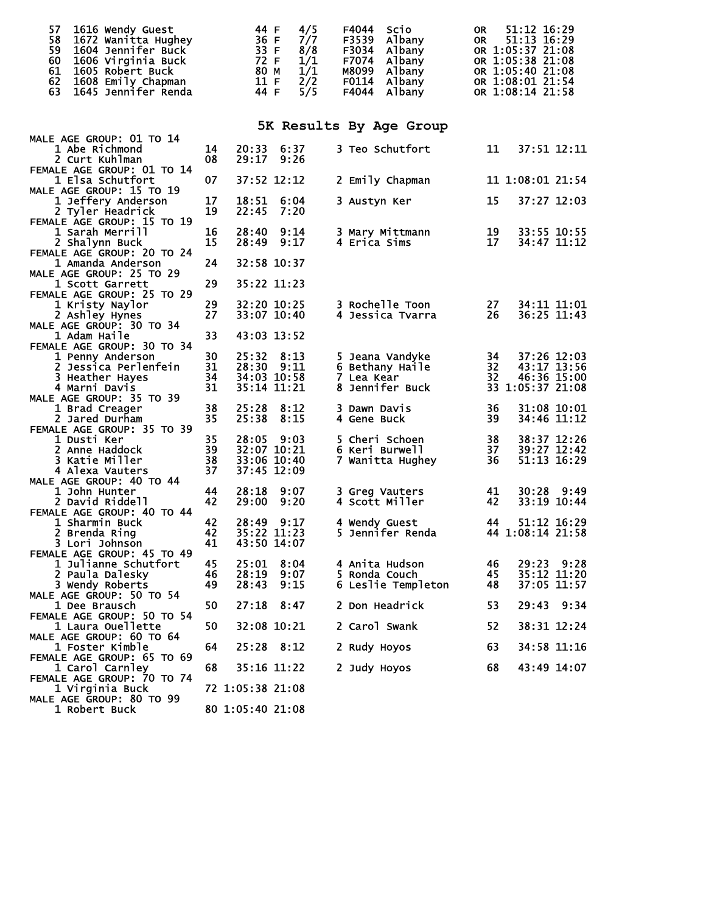| | | | | | | | | |
|---|---|---|---|---|---|---|---|---|
| 57 | 1616 Wendy Guest | 44 F | 4/5 | F4044 | Scio | OR | 51:12 | 16:29 |
| 58 | 1672 Wanitta Hughey | 36 F | 7/7 | F3539 | Albany | OR | 51:13 | 16:29 |
| 59 | 1604 Jennifer Buck | 33 F | 8/8 | F3034 | Albany | OR | 1:05:37 | 21:08 |
| 60 | 1606 Virginia Buck | 72 F | 1/1 | F7074 | Albany | OR | 1:05:38 | 21:08 |
| 61 | 1605 Robert Buck | 80 M | 1/1 | M8099 | Albany | OR | 1:05:40 | 21:08 |
| 62 | 1608 Emily Chapman | 11 F | 2/2 | F0114 | Albany | OR | 1:08:01 | 21:54 |
| 63 | 1645 Jennifer Renda | 44 F | 5/5 | F4044 | Albany | OR | 1:08:14 | 21:58 |

## 5K Results By Age Group

```
MALE AGE GROUP: 01 TO 14
   1 Abe Richmond         14    20:33  6:37      3 Teo Schutfort         11    37:51 12:11
   2 Curt Kuhlman         08    29:17  9:26
FEMALE AGE GROUP: 01 TO 14
   1 Elsa Schutfort       07    37:52 12:12      2 Emily Chapman         11 1:08:01 21:54
MALE AGE GROUP: 15 TO 19
   1 Jeffery Anderson     17    18:51  6:04      3 Austyn Ker            15    37:27 12:03
   2 Tyler Headrick       19    22:45  7:20
FEMALE AGE GROUP: 15 TO 19
   1 Sarah Merrill        16    28:40  9:14      3 Mary Mittmann         19    33:55 10:55
   2 Shalynn Buck         15    28:49  9:17      4 Erica Sims            17    34:47 11:12
FEMALE AGE GROUP: 20 TO 24
   1 Amanda Anderson      24    32:58 10:37
MALE AGE GROUP: 25 TO 29
   1 Scott Garrett        29    35:22 11:23
FEMALE AGE GROUP: 25 TO 29
   1 Kristy Naylor        29    32:20 10:25      3 Rochelle Toon         27    34:11 11:01
   2 Ashley Hynes         27    33:07 10:40      4 Jessica Tvarra        26    36:25 11:43
MALE AGE GROUP: 30 TO 34
   1 Adam Haile           33    43:03 13:52
FEMALE AGE GROUP: 30 TO 34
   1 Penny Anderson       30    25:32  8:13      5 Jeana Vandyke         34    37:26 12:03
   2 Jessica Perlenfein   31    28:30  9:11      6 Bethany Haile         32    43:17 13:56
   3 Heather Hayes        34    34:03 10:58      7 Lea Kear              32    46:36 15:00
   4 Marni Davis          31    35:14 11:21      8 Jennifer Buck         33 1:05:37 21:08
MALE AGE GROUP: 35 TO 39
   1 Brad Creager         38    25:28  8:12      3 Dawn Davis            36    31:08 10:01
   2 Jared Durham         35    25:38  8:15      4 Gene Buck             39    34:46 11:12
FEMALE AGE GROUP: 35 TO 39
   1 Dusti Ker            35    28:05  9:03      5 Cheri Schoen          38    38:37 12:26
   2 Anne Haddock         39    32:07 10:21      6 Keri Burwell          37    39:27 12:42
   3 Katie Miller         38    33:06 10:40      7 Wanitta Hughey        36    51:13 16:29
   4 Alexa Vauters        37    37:45 12:09
MALE AGE GROUP: 40 TO 44
   1 John Hunter          44    28:18  9:07      3 Greg Vauters          41    30:28  9:49
   2 David Riddell        42    29:00  9:20      4 Scott Miller          42    33:19 10:44
FEMALE AGE GROUP: 40 TO 44
   1 Sharmin Buck         42    28:49  9:17      4 Wendy Guest           44    51:12 16:29
   2 Brenda Ring          42    35:22 11:23      5 Jennifer Renda        44 1:08:14 21:58
   3 Lori Johnson         41    43:50 14:07
FEMALE AGE GROUP: 45 TO 49
   1 Julianne Schutfort   45    25:01  8:04      4 Anita Hudson          46    29:23  9:28
   2 Paula Dalesky        46    28:19  9:07      5 Ronda Couch           45    35:12 11:20
   3 Wendy Roberts        49    28:43  9:15      6 Leslie Templeton      48    37:05 11:57
MALE AGE GROUP: 50 TO 54
   1 Dee Brausch          50    27:18  8:47      2 Don Headrick          53    29:43  9:34
FEMALE AGE GROUP: 50 TO 54
   1 Laura Ouellette      50    32:08 10:21      2 Carol Swank           52    38:31 12:24
MALE AGE GROUP: 60 TO 64
   1 Foster Kimble        64    25:28  8:12      2 Rudy Hoyos            63    34:58 11:16
FEMALE AGE GROUP: 65 TO 69
   1 Carol Carnley        68    35:16 11:22      2 Judy Hoyos            68    43:49 14:07
FEMALE AGE GROUP: 70 TO 74
   1 Virginia Buck        72 1:05:38 21:08
MALE AGE GROUP: 80 TO 99
   1 Robert Buck          80 1:05:40 21:08
```